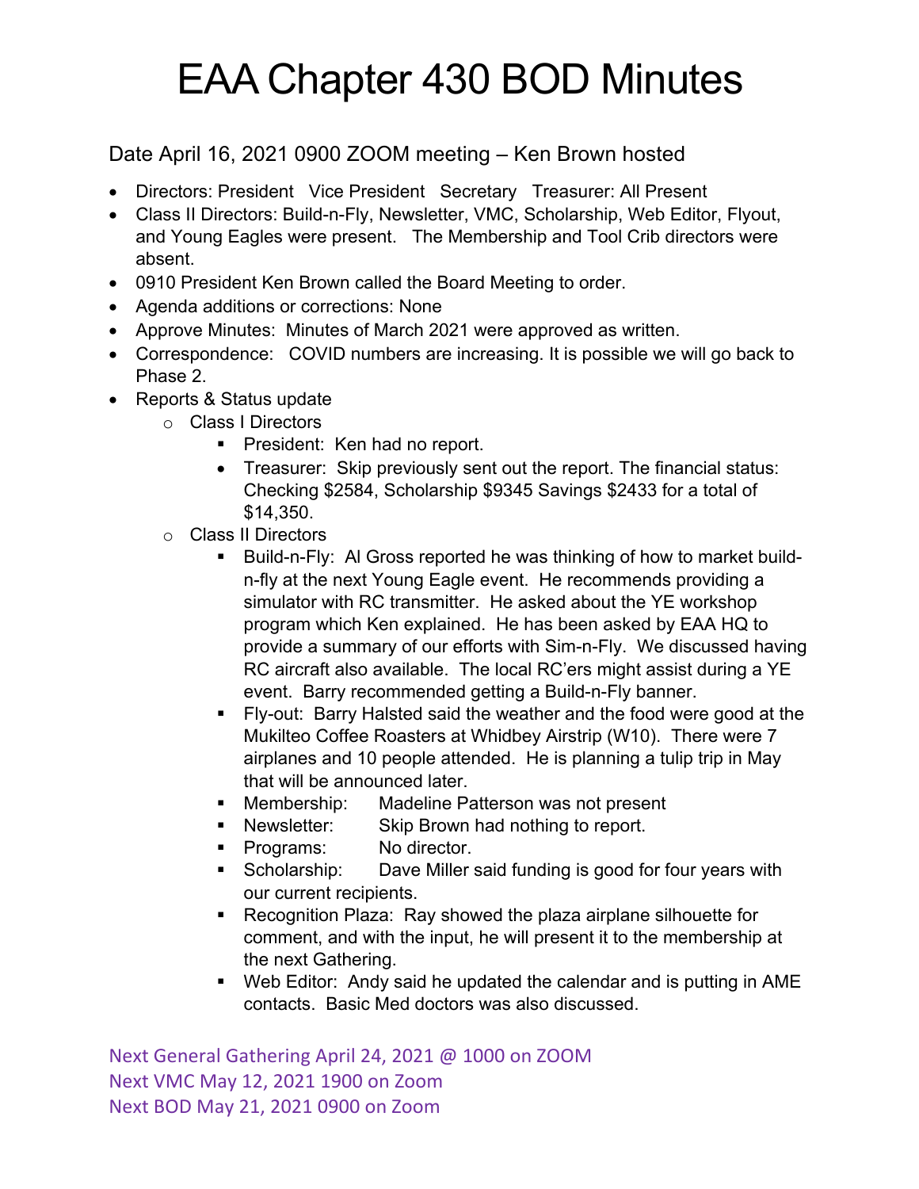# EAA Chapter 430 BOD Minutes

Date April 16, 2021 0900 ZOOM meeting – Ken Brown hosted

- Directors: President Vice President Secretary Treasurer: All Present
- Class II Directors: Build-n-Fly, Newsletter, VMC, Scholarship, Web Editor, Flyout, and Young Eagles were present. The Membership and Tool Crib directors were absent.
- 0910 President Ken Brown called the Board Meeting to order.
- Agenda additions or corrections: None
- Approve Minutes: Minutes of March 2021 were approved as written.
- Correspondence: COVID numbers are increasing. It is possible we will go back to Phase 2.
- Reports & Status update
  - Class I Directors
    - President: Ken had no report.
    - Treasurer: Skip previously sent out the report. The financial status: Checking $2584, Scholarship $9345 Savings $2433 for a total of $14,350.
  - Class II Directors
    - Build-n-Fly: Al Gross reported he was thinking of how to market build-n-fly at the next Young Eagle event. He recommends providing a simulator with RC transmitter. He asked about the YE workshop program which Ken explained. He has been asked by EAA HQ to provide a summary of our efforts with Sim-n-Fly. We discussed having RC aircraft also available. The local RC'ers might assist during a YE event. Barry recommended getting a Build-n-Fly banner.
    - Fly-out: Barry Halsted said the weather and the food were good at the Mukilteo Coffee Roasters at Whidbey Airstrip (W10). There were 7 airplanes and 10 people attended. He is planning a tulip trip in May that will be announced later.
    - Membership: Madeline Patterson was not present
    - Newsletter: Skip Brown had nothing to report.
    - Programs: No director.
    - Scholarship: Dave Miller said funding is good for four years with our current recipients.
    - Recognition Plaza: Ray showed the plaza airplane silhouette for comment, and with the input, he will present it to the membership at the next Gathering.
    - Web Editor: Andy said he updated the calendar and is putting in AME contacts. Basic Med doctors was also discussed.

Next General Gathering April 24, 2021 @ 1000 on ZOOM
Next VMC May 12, 2021 1900 on Zoom
Next BOD May 21, 2021 0900 on Zoom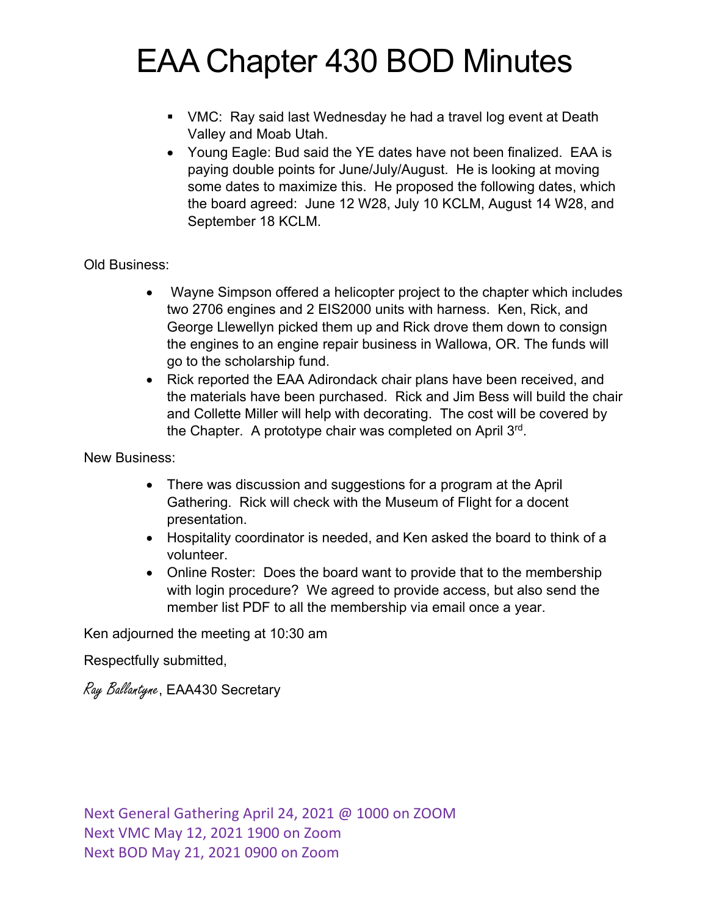# EAA Chapter 430 BOD Minutes

- VMC: Ray said last Wednesday he had a travel log event at Death Valley and Moab Utah.
- Young Eagle: Bud said the YE dates have not been finalized. EAA is paying double points for June/July/August. He is looking at moving some dates to maximize this. He proposed the following dates, which the board agreed: June 12 W28, July 10 KCLM, August 14 W28, and September 18 KCLM.

Old Business:

- Wayne Simpson offered a helicopter project to the chapter which includes two 2706 engines and 2 EIS2000 units with harness. Ken, Rick, and George Llewellyn picked them up and Rick drove them down to consign the engines to an engine repair business in Wallowa, OR. The funds will go to the scholarship fund.
- Rick reported the EAA Adirondack chair plans have been received, and the materials have been purchased. Rick and Jim Bess will build the chair and Collette Miller will help with decorating. The cost will be covered by the Chapter. A prototype chair was completed on April 3rd.

New Business:

- There was discussion and suggestions for a program at the April Gathering. Rick will check with the Museum of Flight for a docent presentation.
- Hospitality coordinator is needed, and Ken asked the board to think of a volunteer.
- Online Roster: Does the board want to provide that to the membership with login procedure? We agreed to provide access, but also send the member list PDF to all the membership via email once a year.

Ken adjourned the meeting at 10:30 am

Respectfully submitted,

*Ray Ballantyne*, EAA430 Secretary

Next General Gathering April 24, 2021 @ 1000 on ZOOM
Next VMC May 12, 2021 1900 on Zoom
Next BOD May 21, 2021 0900 on Zoom